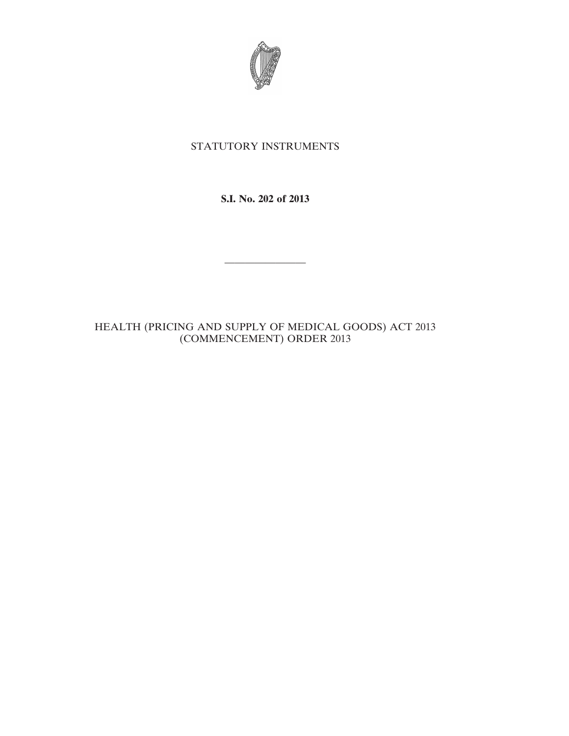STATUTORY INSTRUMENTS

**S.I. No. 202 of 2013**

---

HEALTH (PRICING AND SUPPLY OF MEDICAL GOODS) ACT 2013 (COMMENCEMENT) ORDER 2013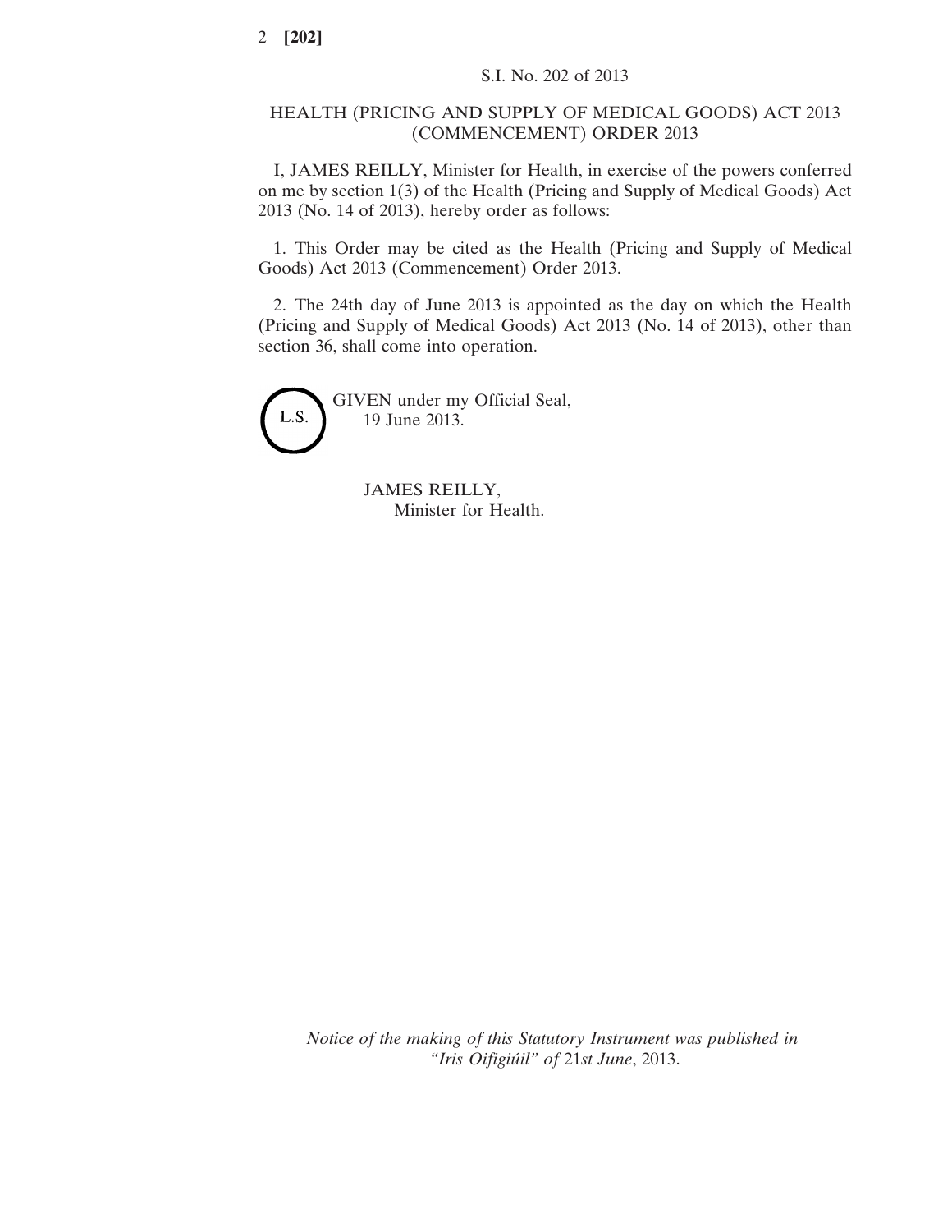S.I. No. 202 of 2013

# HEALTH (PRICING AND SUPPLY OF MEDICAL GOODS) ACT 2013 (COMMENCEMENT) ORDER 2013

I, JAMES REILLY, Minister for Health, in exercise of the powers conferred on me by section 1(3) of the Health (Pricing and Supply of Medical Goods) Act 2013 (No. 14 of 2013), hereby order as follows:

1. This Order may be cited as the Health (Pricing and Supply of Medical Goods) Act 2013 (Commencement) Order 2013.

2. The 24th day of June 2013 is appointed as the day on which the Health (Pricing and Supply of Medical Goods) Act 2013 (No. 14 of 2013), other than section 36, shall come into operation.

L.S.

GIVEN under my Official Seal,
19 June 2013.

JAMES REILLY,
Minister for Health.

*Notice of the making of this Statutory Instrument was published in "Iris Oifigiúil" of 21st June, 2013.*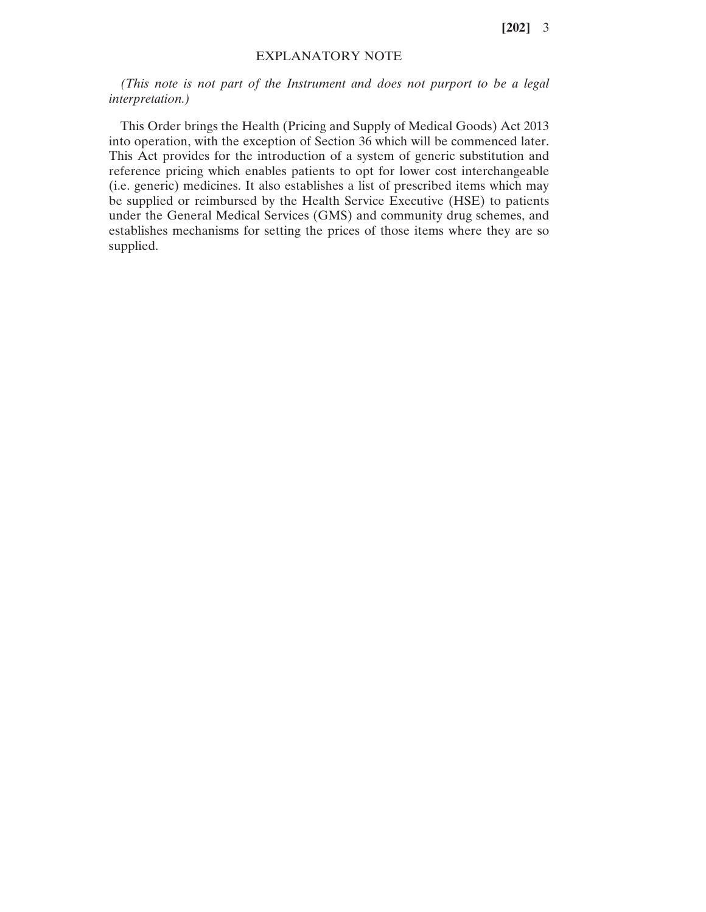## EXPLANATORY NOTE

*(This note is not part of the Instrument and does not purport to be a legal interpretation.)*

This Order brings the Health (Pricing and Supply of Medical Goods) Act 2013 into operation, with the exception of Section 36 which will be commenced later. This Act provides for the introduction of a system of generic substitution and reference pricing which enables patients to opt for lower cost interchangeable (i.e. generic) medicines. It also establishes a list of prescribed items which may be supplied or reimbursed by the Health Service Executive (HSE) to patients under the General Medical Services (GMS) and community drug schemes, and establishes mechanisms for setting the prices of those items where they are so supplied.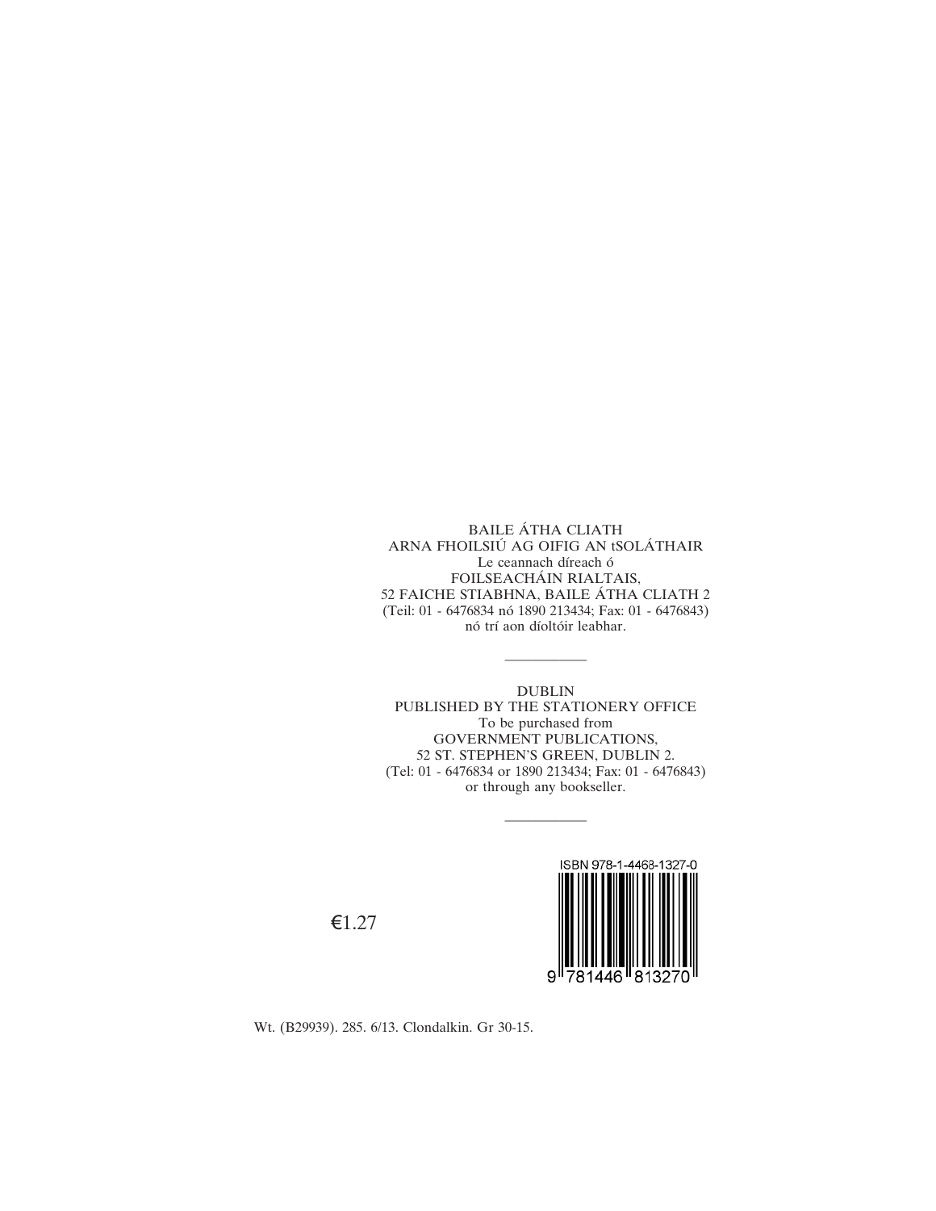BAILE ÁTHA CLIATH
ARNA FHOILSIÚ AG OIFIG AN tSOLÁTHAIR
Le ceannach díreach ó
FOILSEACHÁIN RIALTAIS,
52 FAICHE STIABHNA, BAILE ÁTHA CLIATH 2
(Teil: 01 - 6476834 nó 1890 213434; Fax: 01 - 6476843)
nó trí aon díoltóir leabhar.

---

DUBLIN
PUBLISHED BY THE STATIONERY OFFICE
To be purchased from
GOVERNMENT PUBLICATIONS,
52 ST. STEPHEN'S GREEN, DUBLIN 2.
(Tel: 01 - 6476834 or 1890 213434; Fax: 01 - 6476843)
or through any bookseller.

---

€1.27

ISBN 978-1-4468-1327-0

9 781446 813270

Wt. (B29939). 285. 6/13. Clondalkin. Gr 30-15.